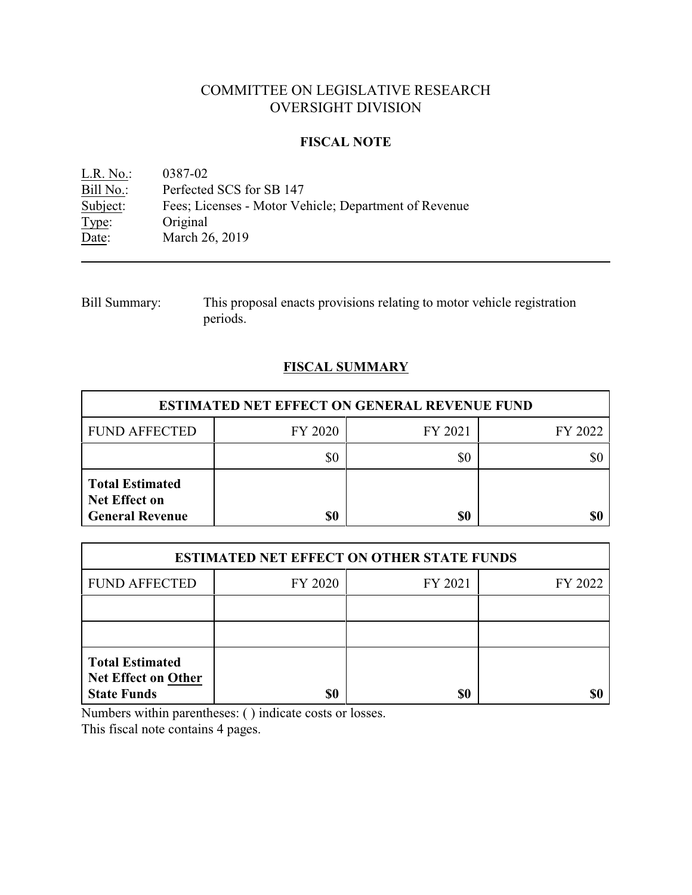# COMMITTEE ON LEGISLATIVE RESEARCH
# OVERSIGHT DIVISION

## FISCAL NOTE

L.R. No.: 0387-02
Bill No.: Perfected SCS for SB 147
Subject: Fees; Licenses - Motor Vehicle; Department of Revenue
Type: Original
Date: March 26, 2019

---

Bill Summary: This proposal enacts provisions relating to motor vehicle registration periods.

## FISCAL SUMMARY

| ESTIMATED NET EFFECT ON GENERAL REVENUE FUND | | | |
|---|---|---|---|
| FUND AFFECTED | FY 2020 | FY 2021 | FY 2022 |
| | $0 | $0 | $0 |
| **Total Estimated Net Effect on General Revenue** | **$0** | **$0** | **$0** |

| ESTIMATED NET EFFECT ON OTHER STATE FUNDS | | | |
|---|---|---|---|
| FUND AFFECTED | FY 2020 | FY 2021 | FY 2022 |
| | | | |
| | | | |
| **Total Estimated Net Effect on Other State Funds** | **$0** | **$0** | **$0** |

Numbers within parentheses: ( ) indicate costs or losses.
This fiscal note contains 4 pages.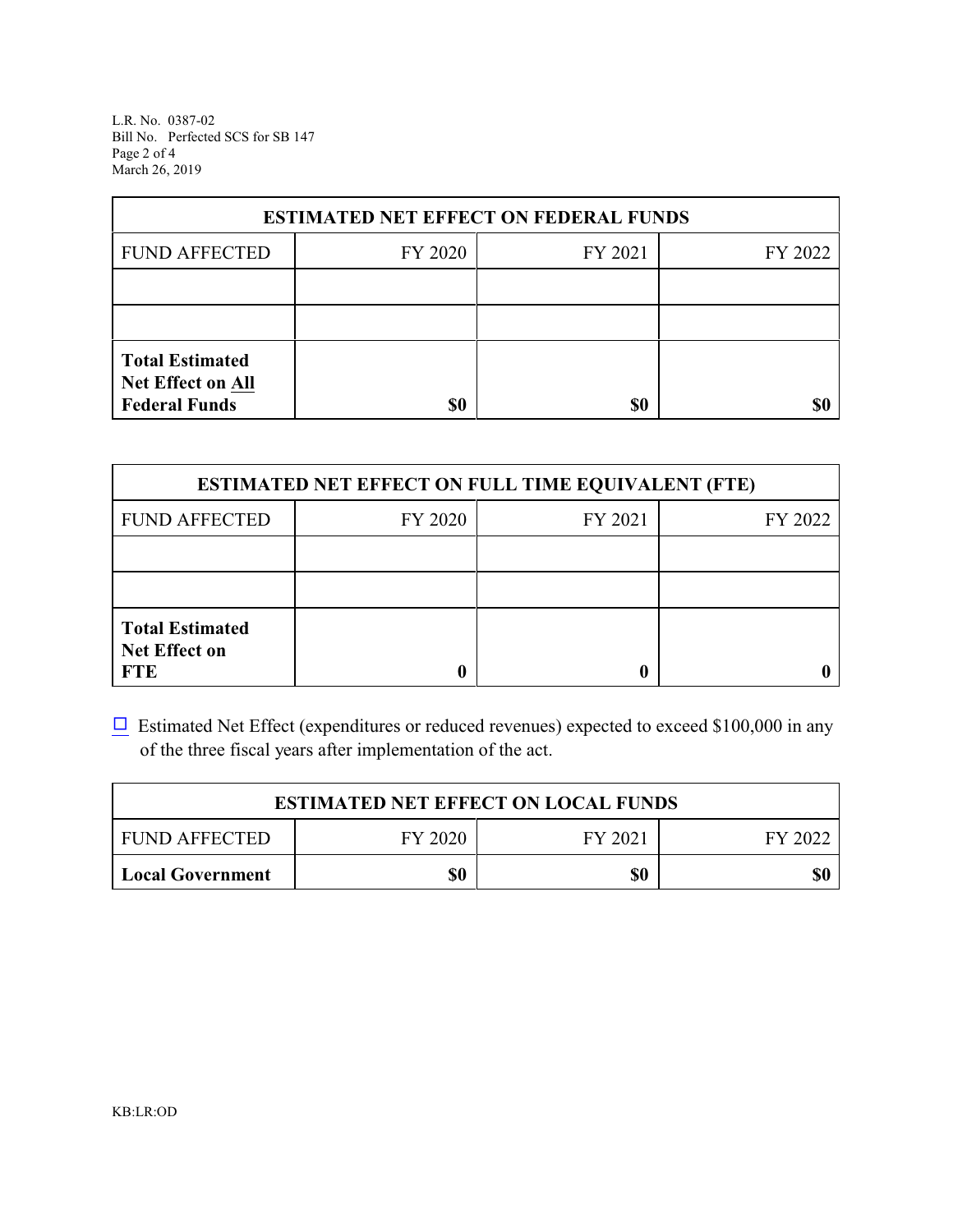| ESTIMATED NET EFFECT ON FEDERAL FUNDS | | | |
|---|---|---|---|
| FUND AFFECTED | FY 2020 | FY 2021 | FY 2022 |
| | | | |
| | | | |
| **Total Estimated Net Effect on All Federal Funds** | **$0** | **$0** | **$0** |

| ESTIMATED NET EFFECT ON FULL TIME EQUIVALENT (FTE) | | | |
|---|---|---|---|
| FUND AFFECTED | FY 2020 | FY 2021 | FY 2022 |
| | | | |
| | | | |
| **Total Estimated Net Effect on FTE** | **0** | **0** | **0** |

☐ Estimated Net Effect (expenditures or reduced revenues) expected to exceed $100,000 in any of the three fiscal years after implementation of the act.

| ESTIMATED NET EFFECT ON LOCAL FUNDS | | | |
|---|---|---|---|
| FUND AFFECTED | FY 2020 | FY 2021 | FY 2022 |
| **Local Government** | **$0** | **$0** | **$0** |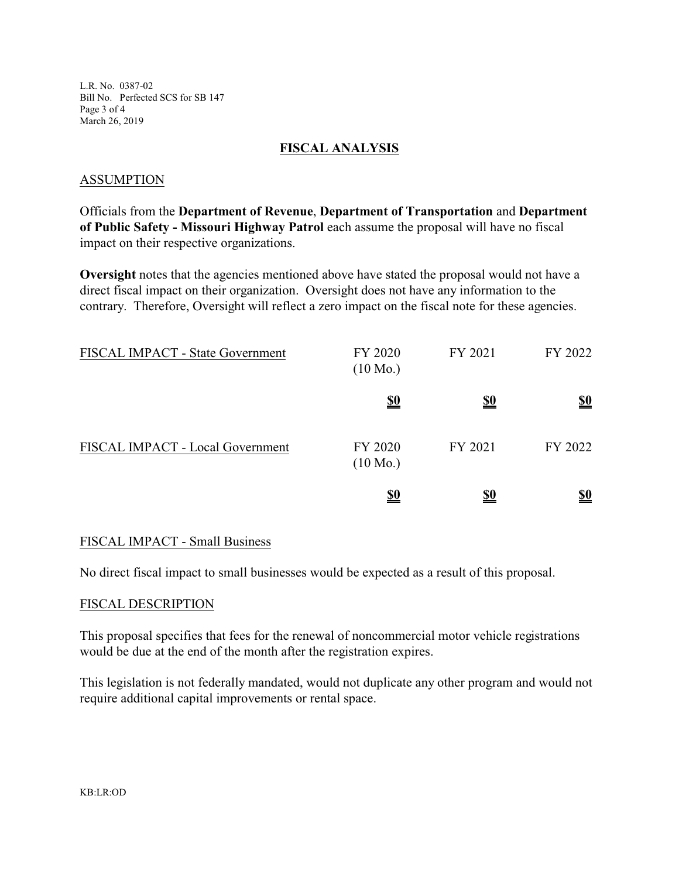## FISCAL ANALYSIS

### ASSUMPTION

Officials from the **Department of Revenue**, **Department of Transportation** and **Department of Public Safety - Missouri Highway Patrol** each assume the proposal will have no fiscal impact on their respective organizations.

**Oversight** notes that the agencies mentioned above have stated the proposal would not have a direct fiscal impact on their organization. Oversight does not have any information to the contrary. Therefore, Oversight will reflect a zero impact on the fiscal note for these agencies.

| FISCAL IMPACT - State Government | FY 2020 (10 Mo.) | FY 2021 | FY 2022 |
|---|---|---|---|
| | **$0** | **$0** | **$0** |

| FISCAL IMPACT - Local Government | FY 2020 (10 Mo.) | FY 2021 | FY 2022 |
|---|---|---|---|
| | **$0** | **$0** | **$0** |

### FISCAL IMPACT - Small Business

No direct fiscal impact to small businesses would be expected as a result of this proposal.

### FISCAL DESCRIPTION

This proposal specifies that fees for the renewal of noncommercial motor vehicle registrations would be due at the end of the month after the registration expires.

This legislation is not federally mandated, would not duplicate any other program and would not require additional capital improvements or rental space.

KB:LR:OD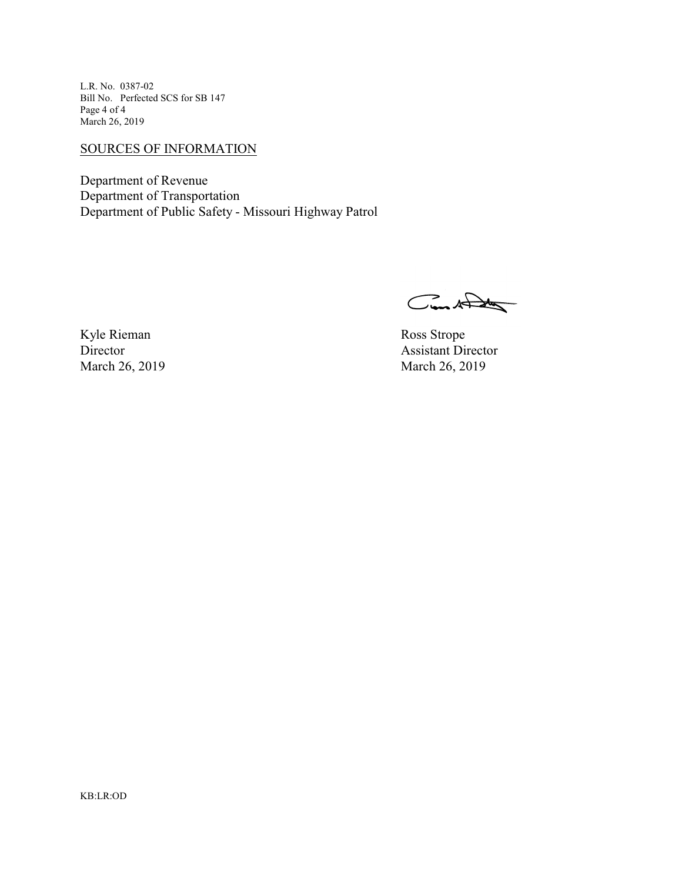## SOURCES OF INFORMATION

Department of Revenue
Department of Transportation
Department of Public Safety - Missouri Highway Patrol

| | |
|---|---|
| Kyle Rieman | Ross Strope |
| Director | Assistant Director |
| March 26, 2019 | March 26, 2019 |

KB:LR:OD